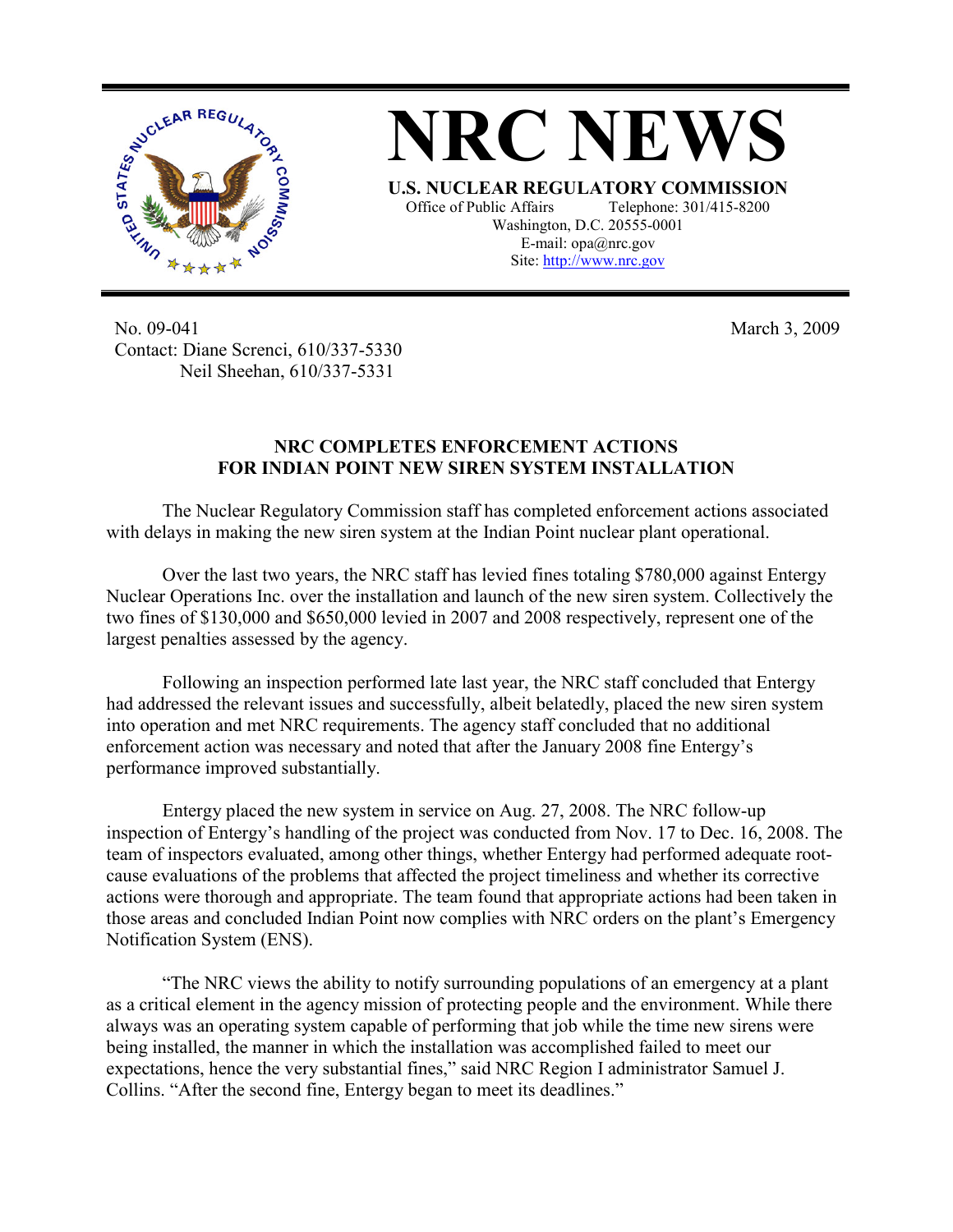# NRC NEWS

**U.S. NUCLEAR REGULATORY COMMISSION**
Office of Public Affairs Telephone: 301/415-8200
Washington, D.C. 20555-0001
E-mail: opa@nrc.gov
Site: http://www.nrc.gov

No. 09-041 March 3, 2009
Contact: Diane Screnci, 610/337-5330
Neil Sheehan, 610/337-5331

## NRC COMPLETES ENFORCEMENT ACTIONS FOR INDIAN POINT NEW SIREN SYSTEM INSTALLATION

The Nuclear Regulatory Commission staff has completed enforcement actions associated with delays in making the new siren system at the Indian Point nuclear plant operational.

Over the last two years, the NRC staff has levied fines totaling $780,000 against Entergy Nuclear Operations Inc. over the installation and launch of the new siren system. Collectively the two fines of $130,000 and $650,000 levied in 2007 and 2008 respectively, represent one of the largest penalties assessed by the agency.

Following an inspection performed late last year, the NRC staff concluded that Entergy had addressed the relevant issues and successfully, albeit belatedly, placed the new siren system into operation and met NRC requirements. The agency staff concluded that no additional enforcement action was necessary and noted that after the January 2008 fine Entergy's performance improved substantially.

Entergy placed the new system in service on Aug. 27, 2008. The NRC follow-up inspection of Entergy's handling of the project was conducted from Nov. 17 to Dec. 16, 2008. The team of inspectors evaluated, among other things, whether Entergy had performed adequate root-cause evaluations of the problems that affected the project timeliness and whether its corrective actions were thorough and appropriate. The team found that appropriate actions had been taken in those areas and concluded Indian Point now complies with NRC orders on the plant's Emergency Notification System (ENS).

"The NRC views the ability to notify surrounding populations of an emergency at a plant as a critical element in the agency mission of protecting people and the environment. While there always was an operating system capable of performing that job while the time new sirens were being installed, the manner in which the installation was accomplished failed to meet our expectations, hence the very substantial fines," said NRC Region I administrator Samuel J. Collins. "After the second fine, Entergy began to meet its deadlines."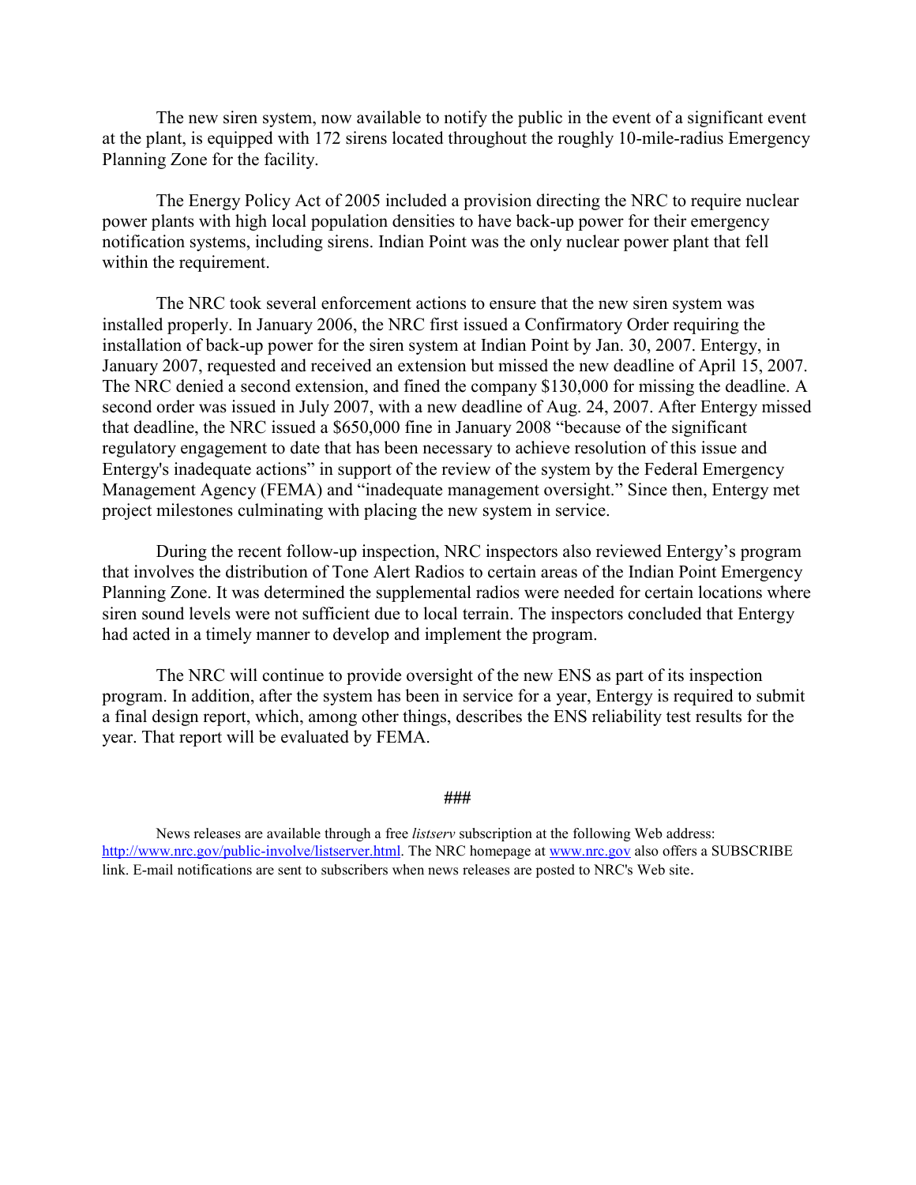The new siren system, now available to notify the public in the event of a significant event at the plant, is equipped with 172 sirens located throughout the roughly 10-mile-radius Emergency Planning Zone for the facility.

The Energy Policy Act of 2005 included a provision directing the NRC to require nuclear power plants with high local population densities to have back-up power for their emergency notification systems, including sirens. Indian Point was the only nuclear power plant that fell within the requirement.

The NRC took several enforcement actions to ensure that the new siren system was installed properly. In January 2006, the NRC first issued a Confirmatory Order requiring the installation of back-up power for the siren system at Indian Point by Jan. 30, 2007. Entergy, in January 2007, requested and received an extension but missed the new deadline of April 15, 2007. The NRC denied a second extension, and fined the company $130,000 for missing the deadline. A second order was issued in July 2007, with a new deadline of Aug. 24, 2007. After Entergy missed that deadline, the NRC issued a $650,000 fine in January 2008 "because of the significant regulatory engagement to date that has been necessary to achieve resolution of this issue and Entergy's inadequate actions" in support of the review of the system by the Federal Emergency Management Agency (FEMA) and "inadequate management oversight." Since then, Entergy met project milestones culminating with placing the new system in service.

During the recent follow-up inspection, NRC inspectors also reviewed Entergy's program that involves the distribution of Tone Alert Radios to certain areas of the Indian Point Emergency Planning Zone. It was determined the supplemental radios were needed for certain locations where siren sound levels were not sufficient due to local terrain. The inspectors concluded that Entergy had acted in a timely manner to develop and implement the program.

The NRC will continue to provide oversight of the new ENS as part of its inspection program. In addition, after the system has been in service for a year, Entergy is required to submit a final design report, which, among other things, describes the ENS reliability test results for the year. That report will be evaluated by FEMA.

###

News releases are available through a free *listserv* subscription at the following Web address: http://www.nrc.gov/public-involve/listserver.html. The NRC homepage at www.nrc.gov also offers a SUBSCRIBE link. E-mail notifications are sent to subscribers when news releases are posted to NRC's Web site.